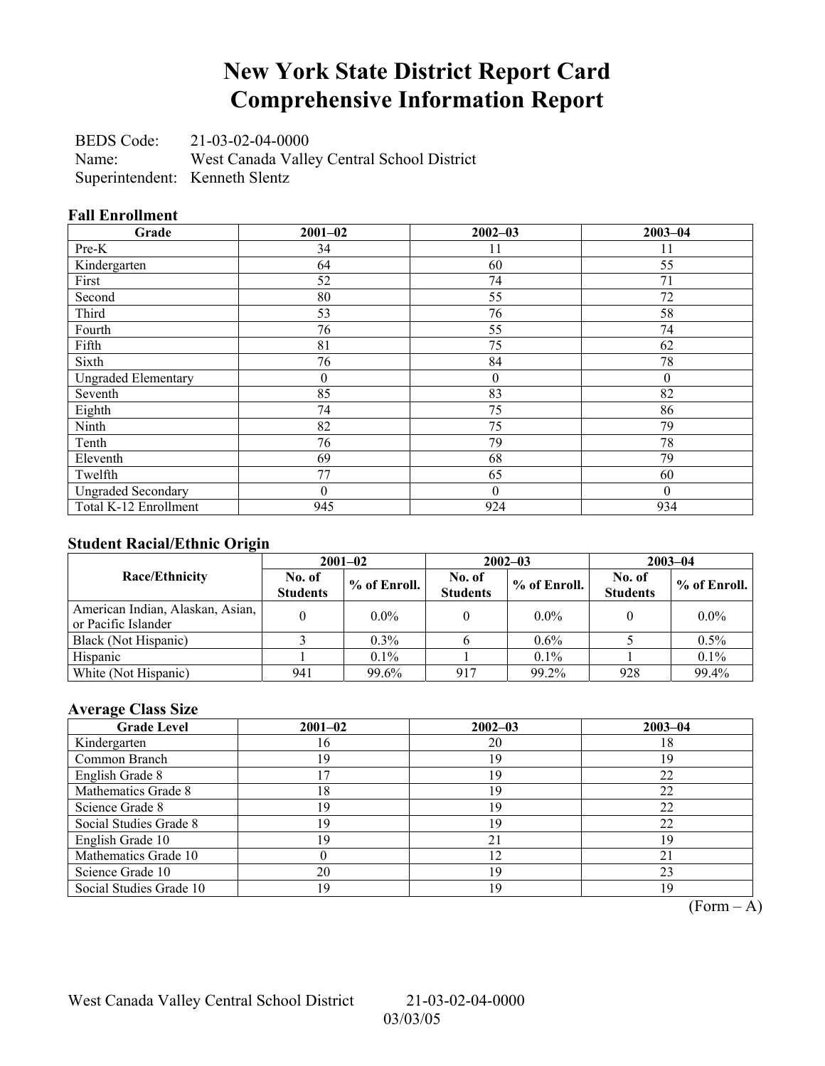# New York State District Report Card
# Comprehensive Information Report

BEDS Code: 21-03-02-04-0000
Name: West Canada Valley Central School District
Superintendent: Kenneth Slentz

### Fall Enrollment

| Grade | 2001–02 | 2002–03 | 2003–04 |
|---|---|---|---|
| Pre-K | 34 | 11 | 11 |
| Kindergarten | 64 | 60 | 55 |
| First | 52 | 74 | 71 |
| Second | 80 | 55 | 72 |
| Third | 53 | 76 | 58 |
| Fourth | 76 | 55 | 74 |
| Fifth | 81 | 75 | 62 |
| Sixth | 76 | 84 | 78 |
| Ungraded Elementary | 0 | 0 | 0 |
| Seventh | 85 | 83 | 82 |
| Eighth | 74 | 75 | 86 |
| Ninth | 82 | 75 | 79 |
| Tenth | 76 | 79 | 78 |
| Eleventh | 69 | 68 | 79 |
| Twelfth | 77 | 65 | 60 |
| Ungraded Secondary | 0 | 0 | 0 |
| Total K-12 Enrollment | 945 | 924 | 934 |

### Student Racial/Ethnic Origin

| Race/Ethnicity | 2001–02 | | 2002–03 | | 2003–04 | |
|---|---|---|---|---|---|---|
| | No. of Students | % of Enroll. | No. of Students | % of Enroll. | No. of Students | % of Enroll. |
| American Indian, Alaskan, Asian, or Pacific Islander | 0 | 0.0% | 0 | 0.0% | 0 | 0.0% |
| Black (Not Hispanic) | 3 | 0.3% | 6 | 0.6% | 5 | 0.5% |
| Hispanic | 1 | 0.1% | 1 | 0.1% | 1 | 0.1% |
| White (Not Hispanic) | 941 | 99.6% | 917 | 99.2% | 928 | 99.4% |

### Average Class Size

| Grade Level | 2001–02 | 2002–03 | 2003–04 |
|---|---|---|---|
| Kindergarten | 16 | 20 | 18 |
| Common Branch | 19 | 19 | 19 |
| English Grade 8 | 17 | 19 | 22 |
| Mathematics Grade 8 | 18 | 19 | 22 |
| Science Grade 8 | 19 | 19 | 22 |
| Social Studies Grade 8 | 19 | 19 | 22 |
| English Grade 10 | 19 | 21 | 19 |
| Mathematics Grade 10 | 0 | 12 | 21 |
| Science Grade 10 | 20 | 19 | 23 |
| Social Studies Grade 10 | 19 | 19 | 19 |

(Form – A)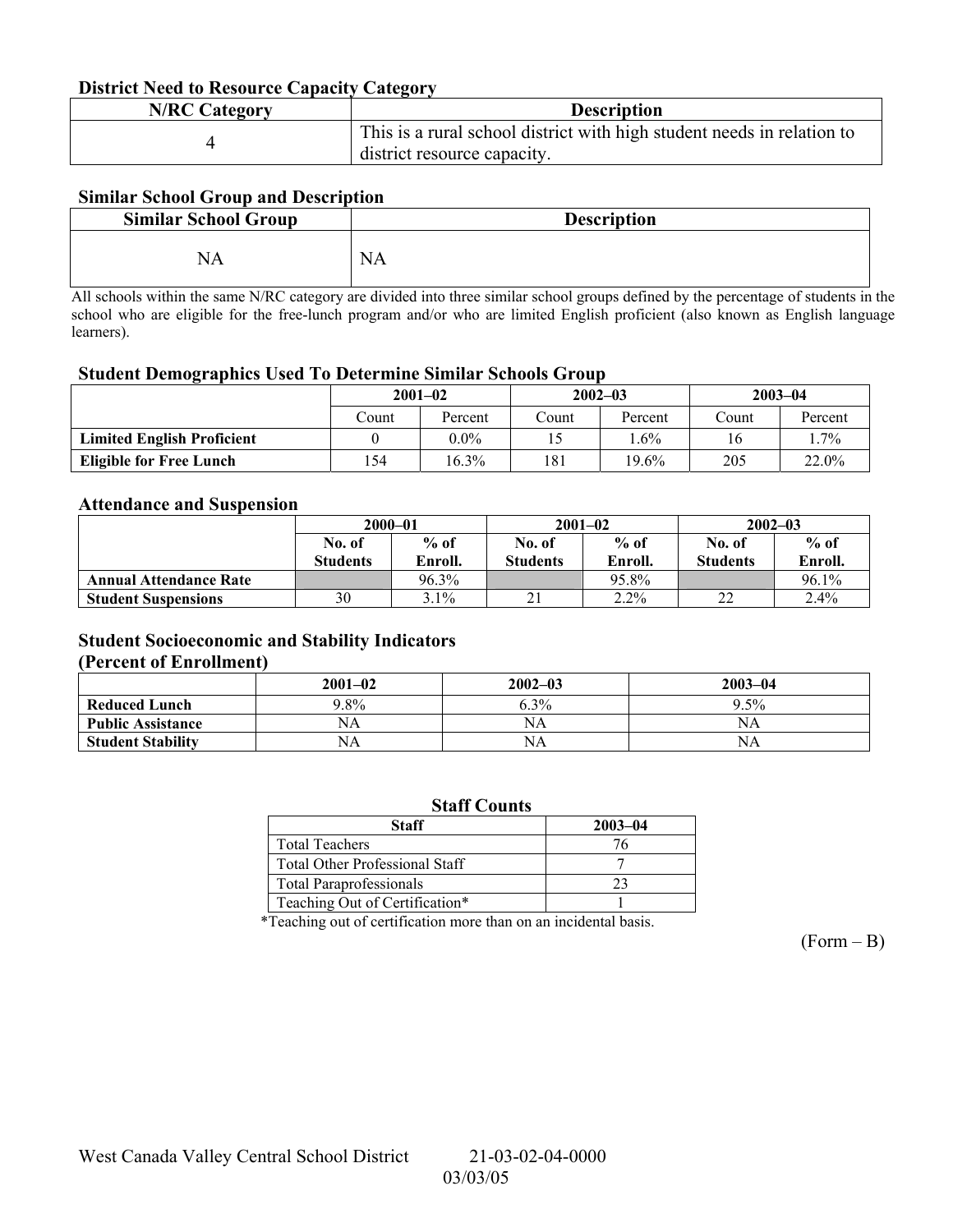### District Need to Resource Capacity Category

| N/RC Category | Description |
|---|---|
| 4 | This is a rural school district with high student needs in relation to district resource capacity. |

### Similar School Group and Description

| Similar School Group | Description |
|---|---|
| NA | NA |

All schools within the same N/RC category are divided into three similar school groups defined by the percentage of students in the school who are eligible for the free-lunch program and/or who are limited English proficient (also known as English language learners).

### Student Demographics Used To Determine Similar Schools Group

| | 2001–02 | | 2002–03 | | 2003–04 | |
|---|---|---|---|---|---|---|
| | Count | Percent | Count | Percent | Count | Percent |
| **Limited English Proficient** | 0 | 0.0% | 15 | 1.6% | 16 | 1.7% |
| **Eligible for Free Lunch** | 154 | 16.3% | 181 | 19.6% | 205 | 22.0% |

### Attendance and Suspension

| | 2000–01 | | 2001–02 | | 2002–03 | |
|---|---|---|---|---|---|---|
| | No. of Students | % of Enroll. | No. of Students | % of Enroll. | No. of Students | % of Enroll. |
| **Annual Attendance Rate** | | 96.3% | | 95.8% | | 96.1% |
| **Student Suspensions** | 30 | 3.1% | 21 | 2.2% | 22 | 2.4% |

### Student Socioeconomic and Stability Indicators (Percent of Enrollment)

| | 2001–02 | 2002–03 | 2003–04 |
|---|---|---|---|
| **Reduced Lunch** | 9.8% | 6.3% | 9.5% |
| **Public Assistance** | NA | NA | NA |
| **Student Stability** | NA | NA | NA |

### Staff Counts

| Staff | 2003–04 |
|---|---|
| Total Teachers | 76 |
| Total Other Professional Staff | 7 |
| Total Paraprofessionals | 23 |
| Teaching Out of Certification* | 1 |

*Teaching out of certification more than on an incidental basis.

(Form – B)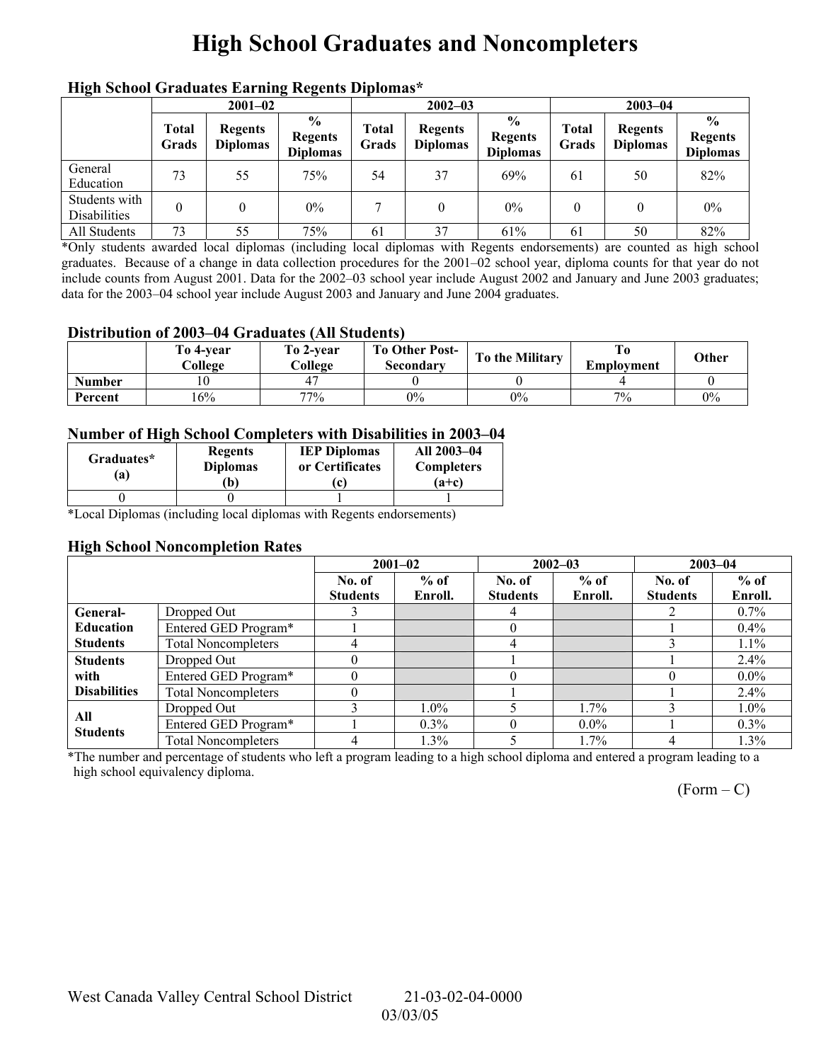# High School Graduates and Noncompleters

### High School Graduates Earning Regents Diplomas*

| | 2001–02 | | | 2002–03 | | | 2003–04 | | |
|---|---|---|---|---|---|---|---|---|---|
| | Total Grads | Regents Diplomas | % Regents Diplomas | Total Grads | Regents Diplomas | % Regents Diplomas | Total Grads | Regents Diplomas | % Regents Diplomas |
| General Education | 73 | 55 | 75% | 54 | 37 | 69% | 61 | 50 | 82% |
| Students with Disabilities | 0 | 0 | 0% | 7 | 0 | 0% | 0 | 0 | 0% |
| All Students | 73 | 55 | 75% | 61 | 37 | 61% | 61 | 50 | 82% |

*Only students awarded local diplomas (including local diplomas with Regents endorsements) are counted as high school graduates. Because of a change in data collection procedures for the 2001–02 school year, diploma counts for that year do not include counts from August 2001. Data for the 2002–03 school year include August 2002 and January and June 2003 graduates; data for the 2003–04 school year include August 2003 and January and June 2004 graduates.

### Distribution of 2003–04 Graduates (All Students)

| | To 4-year College | To 2-year College | To Other Post-Secondary | To the Military | To Employment | Other |
|---|---|---|---|---|---|---|
| Number | 10 | 47 | 0 | 0 | 4 | 0 |
| Percent | 16% | 77% | 0% | 0% | 7% | 0% |

### Number of High School Completers with Disabilities in 2003–04

| Graduates* (a) | Regents Diplomas (b) | IEP Diplomas or Certificates (c) | All 2003–04 Completers (a+c) |
|---|---|---|---|
| 0 | 0 | 1 | 1 |

*Local Diplomas (including local diplomas with Regents endorsements)

### High School Noncompletion Rates

| | | 2001–02 | | 2002–03 | | 2003–04 | |
|---|---|---|---|---|---|---|---|
| | | No. of Students | % of Enroll. | No. of Students | % of Enroll. | No. of Students | % of Enroll. |
| General-Education Students | Dropped Out | 3 | | 4 | | 2 | 0.7% |
| | Entered GED Program* | 1 | | 0 | | 1 | 0.4% |
| | Total Noncompleters | 4 | | 4 | | 3 | 1.1% |
| Students with Disabilities | Dropped Out | 0 | | 1 | | 1 | 2.4% |
| | Entered GED Program* | 0 | | 0 | | 0 | 0.0% |
| | Total Noncompleters | 0 | | 1 | | 1 | 2.4% |
| All Students | Dropped Out | 3 | 1.0% | 5 | 1.7% | 3 | 1.0% |
| | Entered GED Program* | 1 | 0.3% | 0 | 0.0% | 1 | 0.3% |
| | Total Noncompleters | 4 | 1.3% | 5 | 1.7% | 4 | 1.3% |

*The number and percentage of students who left a program leading to a high school diploma and entered a program leading to a high school equivalency diploma.

(Form – C)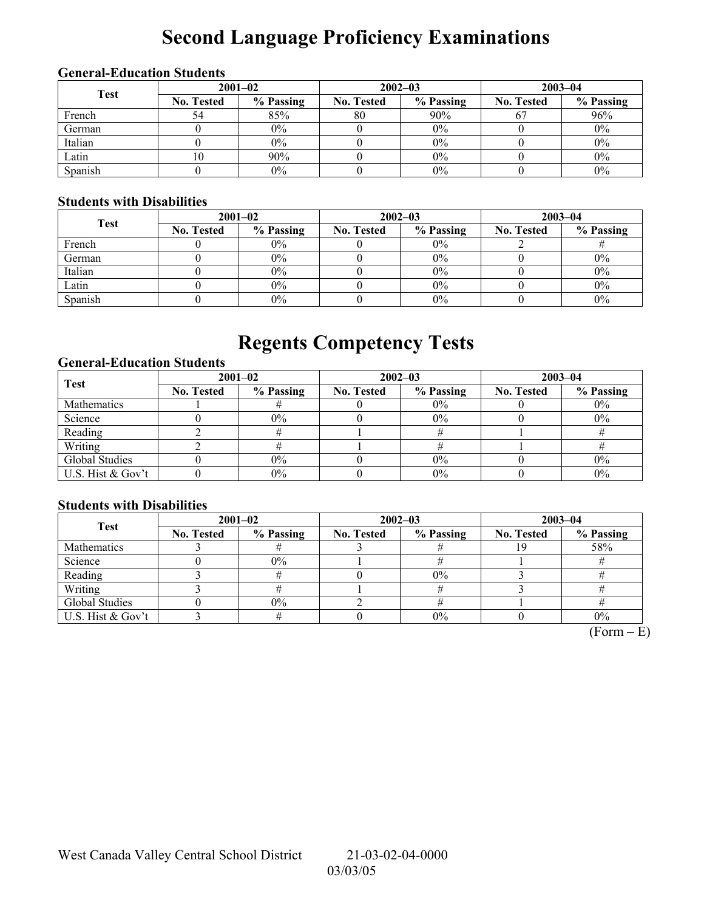# Second Language Proficiency Examinations

### General-Education Students

| Test | 2001–02 | | 2002–03 | | 2003–04 | |
|---|---|---|---|---|---|---|
| | No. Tested | % Passing | No. Tested | % Passing | No. Tested | % Passing |
| French | 54 | 85% | 80 | 90% | 67 | 96% |
| German | 0 | 0% | 0 | 0% | 0 | 0% |
| Italian | 0 | 0% | 0 | 0% | 0 | 0% |
| Latin | 10 | 90% | 0 | 0% | 0 | 0% |
| Spanish | 0 | 0% | 0 | 0% | 0 | 0% |

### Students with Disabilities

| Test | 2001–02 | | 2002–03 | | 2003–04 | |
|---|---|---|---|---|---|---|
| | No. Tested | % Passing | No. Tested | % Passing | No. Tested | % Passing |
| French | 0 | 0% | 0 | 0% | 2 | # |
| German | 0 | 0% | 0 | 0% | 0 | 0% |
| Italian | 0 | 0% | 0 | 0% | 0 | 0% |
| Latin | 0 | 0% | 0 | 0% | 0 | 0% |
| Spanish | 0 | 0% | 0 | 0% | 0 | 0% |

# Regents Competency Tests

### General-Education Students

| Test | 2001–02 | | 2002–03 | | 2003–04 | |
|---|---|---|---|---|---|---|
| | No. Tested | % Passing | No. Tested | % Passing | No. Tested | % Passing |
| Mathematics | 1 | # | 0 | 0% | 0 | 0% |
| Science | 0 | 0% | 0 | 0% | 0 | 0% |
| Reading | 2 | # | 1 | # | 1 | # |
| Writing | 2 | # | 1 | # | 1 | # |
| Global Studies | 0 | 0% | 0 | 0% | 0 | 0% |
| U.S. Hist & Gov't | 0 | 0% | 0 | 0% | 0 | 0% |

### Students with Disabilities

| Test | 2001–02 | | 2002–03 | | 2003–04 | |
|---|---|---|---|---|---|---|
| | No. Tested | % Passing | No. Tested | % Passing | No. Tested | % Passing |
| Mathematics | 3 | # | 3 | # | 19 | 58% |
| Science | 0 | 0% | 1 | # | 1 | # |
| Reading | 3 | # | 0 | 0% | 3 | # |
| Writing | 3 | # | 1 | # | 3 | # |
| Global Studies | 0 | 0% | 2 | # | 1 | # |
| U.S. Hist & Gov't | 3 | # | 0 | 0% | 0 | 0% |

(Form – E)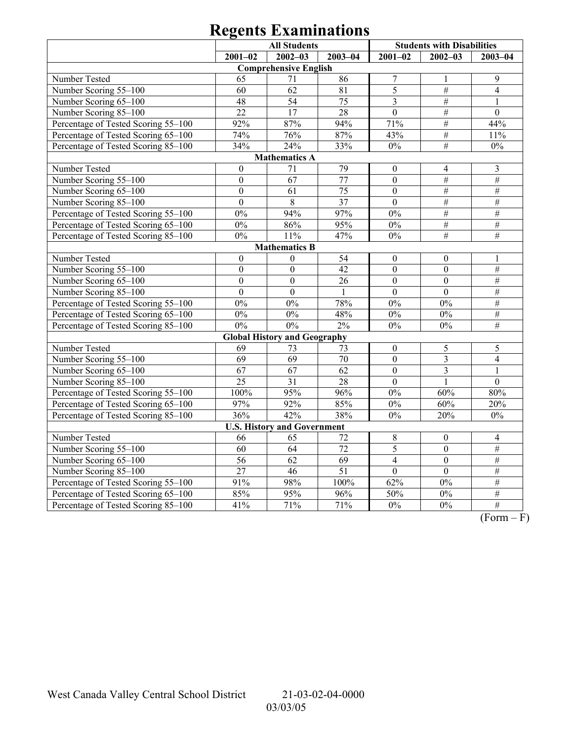# Regents Examinations

| | All Students | | | Students with Disabilities | | |
|---|---|---|---|---|---|---|
| | 2001–02 | 2002–03 | 2003–04 | 2001–02 | 2002–03 | 2003–04 |
| **Comprehensive English** | | | | | | |
| Number Tested | 65 | 71 | 86 | 7 | 1 | 9 |
| Number Scoring 55–100 | 60 | 62 | 81 | 5 | # | 4 |
| Number Scoring 65–100 | 48 | 54 | 75 | 3 | # | 1 |
| Number Scoring 85–100 | 22 | 17 | 28 | 0 | # | 0 |
| Percentage of Tested Scoring 55–100 | 92% | 87% | 94% | 71% | # | 44% |
| Percentage of Tested Scoring 65–100 | 74% | 76% | 87% | 43% | # | 11% |
| Percentage of Tested Scoring 85–100 | 34% | 24% | 33% | 0% | # | 0% |
| **Mathematics A** | | | | | | |
| Number Tested | 0 | 71 | 79 | 0 | 4 | 3 |
| Number Scoring 55–100 | 0 | 67 | 77 | 0 | # | # |
| Number Scoring 65–100 | 0 | 61 | 75 | 0 | # | # |
| Number Scoring 85–100 | 0 | 8 | 37 | 0 | # | # |
| Percentage of Tested Scoring 55–100 | 0% | 94% | 97% | 0% | # | # |
| Percentage of Tested Scoring 65–100 | 0% | 86% | 95% | 0% | # | # |
| Percentage of Tested Scoring 85–100 | 0% | 11% | 47% | 0% | # | # |
| **Mathematics B** | | | | | | |
| Number Tested | 0 | 0 | 54 | 0 | 0 | 1 |
| Number Scoring 55–100 | 0 | 0 | 42 | 0 | 0 | # |
| Number Scoring 65–100 | 0 | 0 | 26 | 0 | 0 | # |
| Number Scoring 85–100 | 0 | 0 | 1 | 0 | 0 | # |
| Percentage of Tested Scoring 55–100 | 0% | 0% | 78% | 0% | 0% | # |
| Percentage of Tested Scoring 65–100 | 0% | 0% | 48% | 0% | 0% | # |
| Percentage of Tested Scoring 85–100 | 0% | 0% | 2% | 0% | 0% | # |
| **Global History and Geography** | | | | | | |
| Number Tested | 69 | 73 | 73 | 0 | 5 | 5 |
| Number Scoring 55–100 | 69 | 69 | 70 | 0 | 3 | 4 |
| Number Scoring 65–100 | 67 | 67 | 62 | 0 | 3 | 1 |
| Number Scoring 85–100 | 25 | 31 | 28 | 0 | 1 | 0 |
| Percentage of Tested Scoring 55–100 | 100% | 95% | 96% | 0% | 60% | 80% |
| Percentage of Tested Scoring 65–100 | 97% | 92% | 85% | 0% | 60% | 20% |
| Percentage of Tested Scoring 85–100 | 36% | 42% | 38% | 0% | 20% | 0% |
| **U.S. History and Government** | | | | | | |
| Number Tested | 66 | 65 | 72 | 8 | 0 | 4 |
| Number Scoring 55–100 | 60 | 64 | 72 | 5 | 0 | # |
| Number Scoring 65–100 | 56 | 62 | 69 | 4 | 0 | # |
| Number Scoring 85–100 | 27 | 46 | 51 | 0 | 0 | # |
| Percentage of Tested Scoring 55–100 | 91% | 98% | 100% | 62% | 0% | # |
| Percentage of Tested Scoring 65–100 | 85% | 95% | 96% | 50% | 0% | # |
| Percentage of Tested Scoring 85–100 | 41% | 71% | 71% | 0% | 0% | # |

(Form – F)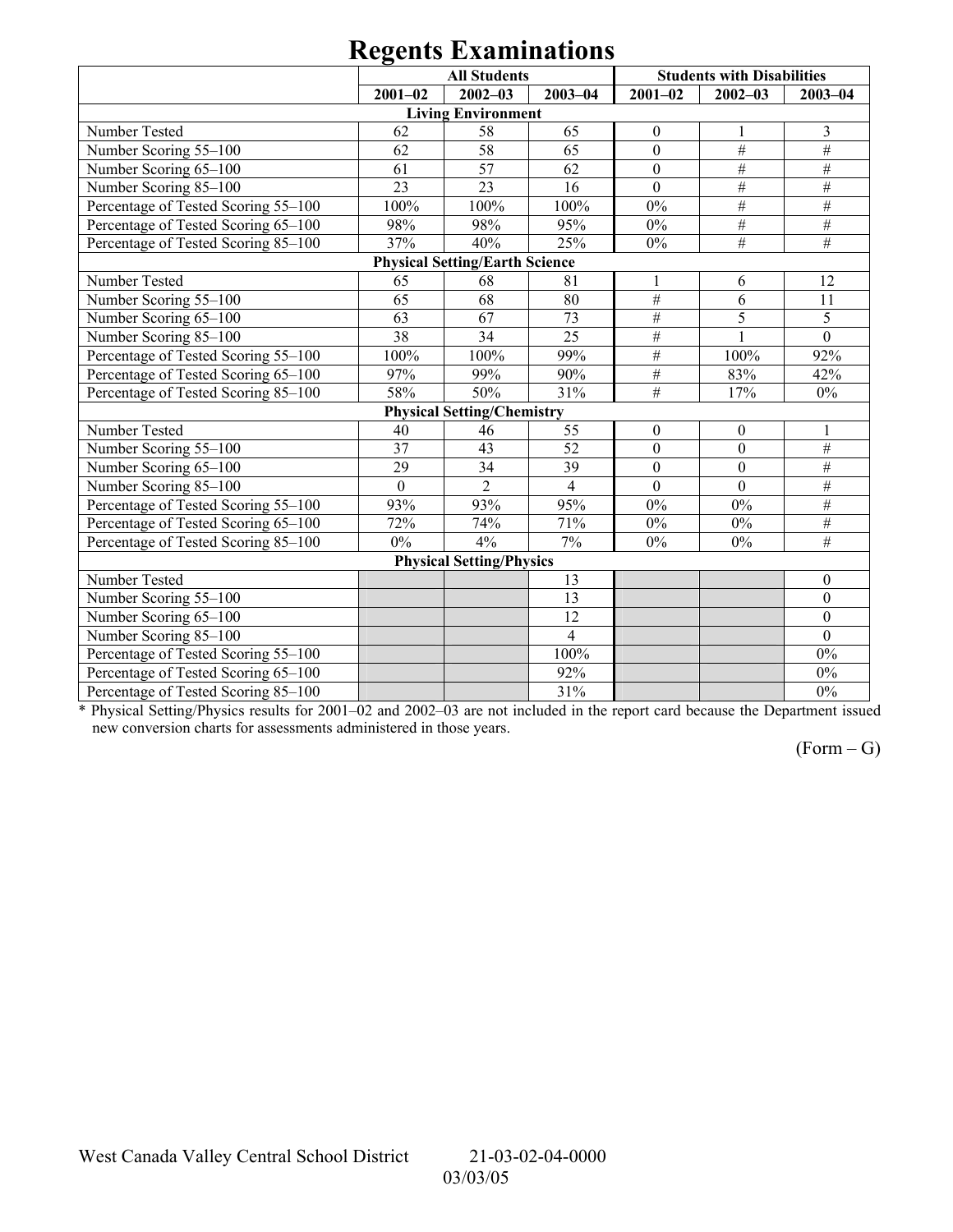# Regents Examinations

| | All Students | | | Students with Disabilities | | |
|---|---|---|---|---|---|---|
| | 2001–02 | 2002–03 | 2003–04 | 2001–02 | 2002–03 | 2003–04 |
| **Living Environment** | | | | | | |
| Number Tested | 62 | 58 | 65 | 0 | 1 | 3 |
| Number Scoring 55–100 | 62 | 58 | 65 | 0 | # | # |
| Number Scoring 65–100 | 61 | 57 | 62 | 0 | # | # |
| Number Scoring 85–100 | 23 | 23 | 16 | 0 | # | # |
| Percentage of Tested Scoring 55–100 | 100% | 100% | 100% | 0% | # | # |
| Percentage of Tested Scoring 65–100 | 98% | 98% | 95% | 0% | # | # |
| Percentage of Tested Scoring 85–100 | 37% | 40% | 25% | 0% | # | # |
| **Physical Setting/Earth Science** | | | | | | |
| Number Tested | 65 | 68 | 81 | 1 | 6 | 12 |
| Number Scoring 55–100 | 65 | 68 | 80 | # | 6 | 11 |
| Number Scoring 65–100 | 63 | 67 | 73 | # | 5 | 5 |
| Number Scoring 85–100 | 38 | 34 | 25 | # | 1 | 0 |
| Percentage of Tested Scoring 55–100 | 100% | 100% | 99% | # | 100% | 92% |
| Percentage of Tested Scoring 65–100 | 97% | 99% | 90% | # | 83% | 42% |
| Percentage of Tested Scoring 85–100 | 58% | 50% | 31% | # | 17% | 0% |
| **Physical Setting/Chemistry** | | | | | | |
| Number Tested | 40 | 46 | 55 | 0 | 0 | 1 |
| Number Scoring 55–100 | 37 | 43 | 52 | 0 | 0 | # |
| Number Scoring 65–100 | 29 | 34 | 39 | 0 | 0 | # |
| Number Scoring 85–100 | 0 | 2 | 4 | 0 | 0 | # |
| Percentage of Tested Scoring 55–100 | 93% | 93% | 95% | 0% | 0% | # |
| Percentage of Tested Scoring 65–100 | 72% | 74% | 71% | 0% | 0% | # |
| Percentage of Tested Scoring 85–100 | 0% | 4% | 7% | 0% | 0% | # |
| **Physical Setting/Physics** | | | | | | |
| Number Tested | | | 13 | | | 0 |
| Number Scoring 55–100 | | | 13 | | | 0 |
| Number Scoring 65–100 | | | 12 | | | 0 |
| Number Scoring 85–100 | | | 4 | | | 0 |
| Percentage of Tested Scoring 55–100 | | | 100% | | | 0% |
| Percentage of Tested Scoring 65–100 | | | 92% | | | 0% |
| Percentage of Tested Scoring 85–100 | | | 31% | | | 0% |

* Physical Setting/Physics results for 2001–02 and 2002–03 are not included in the report card because the Department issued new conversion charts for assessments administered in those years.

(Form – G)

West Canada Valley Central School District 21-03-02-04-0000
03/03/05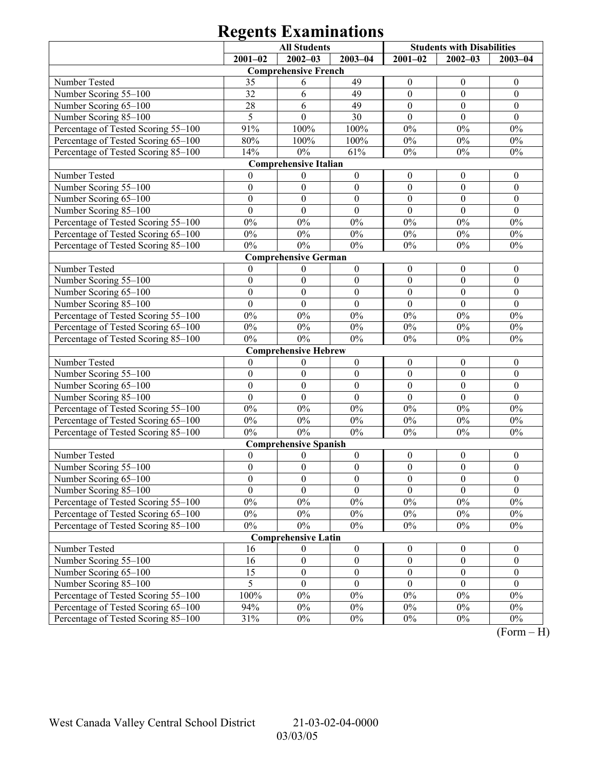# Regents Examinations

| | All Students | | | Students with Disabilities | | |
|---|---|---|---|---|---|---|
| | 2001–02 | 2002–03 | 2003–04 | 2001–02 | 2002–03 | 2003–04 |
| **Comprehensive French** | | | | | | |
| Number Tested | 35 | 6 | 49 | 0 | 0 | 0 |
| Number Scoring 55–100 | 32 | 6 | 49 | 0 | 0 | 0 |
| Number Scoring 65–100 | 28 | 6 | 49 | 0 | 0 | 0 |
| Number Scoring 85–100 | 5 | 0 | 30 | 0 | 0 | 0 |
| Percentage of Tested Scoring 55–100 | 91% | 100% | 100% | 0% | 0% | 0% |
| Percentage of Tested Scoring 65–100 | 80% | 100% | 100% | 0% | 0% | 0% |
| Percentage of Tested Scoring 85–100 | 14% | 0% | 61% | 0% | 0% | 0% |
| **Comprehensive Italian** | | | | | | |
| Number Tested | 0 | 0 | 0 | 0 | 0 | 0 |
| Number Scoring 55–100 | 0 | 0 | 0 | 0 | 0 | 0 |
| Number Scoring 65–100 | 0 | 0 | 0 | 0 | 0 | 0 |
| Number Scoring 85–100 | 0 | 0 | 0 | 0 | 0 | 0 |
| Percentage of Tested Scoring 55–100 | 0% | 0% | 0% | 0% | 0% | 0% |
| Percentage of Tested Scoring 65–100 | 0% | 0% | 0% | 0% | 0% | 0% |
| Percentage of Tested Scoring 85–100 | 0% | 0% | 0% | 0% | 0% | 0% |
| **Comprehensive German** | | | | | | |
| Number Tested | 0 | 0 | 0 | 0 | 0 | 0 |
| Number Scoring 55–100 | 0 | 0 | 0 | 0 | 0 | 0 |
| Number Scoring 65–100 | 0 | 0 | 0 | 0 | 0 | 0 |
| Number Scoring 85–100 | 0 | 0 | 0 | 0 | 0 | 0 |
| Percentage of Tested Scoring 55–100 | 0% | 0% | 0% | 0% | 0% | 0% |
| Percentage of Tested Scoring 65–100 | 0% | 0% | 0% | 0% | 0% | 0% |
| Percentage of Tested Scoring 85–100 | 0% | 0% | 0% | 0% | 0% | 0% |
| **Comprehensive Hebrew** | | | | | | |
| Number Tested | 0 | 0 | 0 | 0 | 0 | 0 |
| Number Scoring 55–100 | 0 | 0 | 0 | 0 | 0 | 0 |
| Number Scoring 65–100 | 0 | 0 | 0 | 0 | 0 | 0 |
| Number Scoring 85–100 | 0 | 0 | 0 | 0 | 0 | 0 |
| Percentage of Tested Scoring 55–100 | 0% | 0% | 0% | 0% | 0% | 0% |
| Percentage of Tested Scoring 65–100 | 0% | 0% | 0% | 0% | 0% | 0% |
| Percentage of Tested Scoring 85–100 | 0% | 0% | 0% | 0% | 0% | 0% |
| **Comprehensive Spanish** | | | | | | |
| Number Tested | 0 | 0 | 0 | 0 | 0 | 0 |
| Number Scoring 55–100 | 0 | 0 | 0 | 0 | 0 | 0 |
| Number Scoring 65–100 | 0 | 0 | 0 | 0 | 0 | 0 |
| Number Scoring 85–100 | 0 | 0 | 0 | 0 | 0 | 0 |
| Percentage of Tested Scoring 55–100 | 0% | 0% | 0% | 0% | 0% | 0% |
| Percentage of Tested Scoring 65–100 | 0% | 0% | 0% | 0% | 0% | 0% |
| Percentage of Tested Scoring 85–100 | 0% | 0% | 0% | 0% | 0% | 0% |
| **Comprehensive Latin** | | | | | | |
| Number Tested | 16 | 0 | 0 | 0 | 0 | 0 |
| Number Scoring 55–100 | 16 | 0 | 0 | 0 | 0 | 0 |
| Number Scoring 65–100 | 15 | 0 | 0 | 0 | 0 | 0 |
| Number Scoring 85–100 | 5 | 0 | 0 | 0 | 0 | 0 |
| Percentage of Tested Scoring 55–100 | 100% | 0% | 0% | 0% | 0% | 0% |
| Percentage of Tested Scoring 65–100 | 94% | 0% | 0% | 0% | 0% | 0% |
| Percentage of Tested Scoring 85–100 | 31% | 0% | 0% | 0% | 0% | 0% |

(Form – H)

West Canada Valley Central School District 21-03-02-04-0000
03/03/05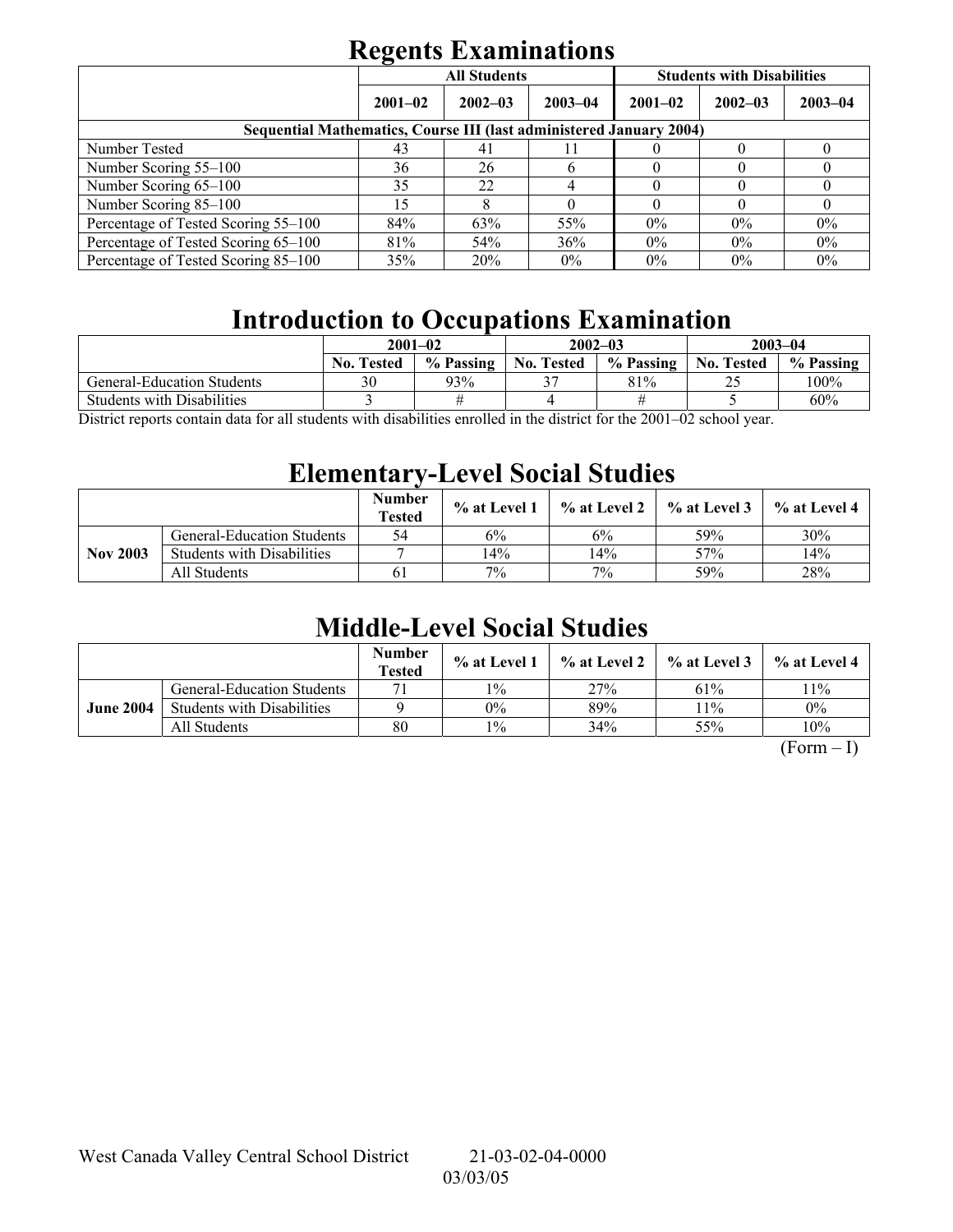# Regents Examinations

| | All Students | | | Students with Disabilities | | |
|---|---|---|---|---|---|---|
| | 2001–02 | 2002–03 | 2003–04 | 2001–02 | 2002–03 | 2003–04 |
| **Sequential Mathematics, Course III (last administered January 2004)** | | | | | | |
| Number Tested | 43 | 41 | 11 | 0 | 0 | 0 |
| Number Scoring 55–100 | 36 | 26 | 6 | 0 | 0 | 0 |
| Number Scoring 65–100 | 35 | 22 | 4 | 0 | 0 | 0 |
| Number Scoring 85–100 | 15 | 8 | 0 | 0 | 0 | 0 |
| Percentage of Tested Scoring 55–100 | 84% | 63% | 55% | 0% | 0% | 0% |
| Percentage of Tested Scoring 65–100 | 81% | 54% | 36% | 0% | 0% | 0% |
| Percentage of Tested Scoring 85–100 | 35% | 20% | 0% | 0% | 0% | 0% |

# Introduction to Occupations Examination

| | 2001–02 | | 2002–03 | | 2003–04 | |
|---|---|---|---|---|---|---|
| | No. Tested | % Passing | No. Tested | % Passing | No. Tested | % Passing |
| General-Education Students | 30 | 93% | 37 | 81% | 25 | 100% |
| Students with Disabilities | 3 | # | 4 | # | 5 | 60% |

District reports contain data for all students with disabilities enrolled in the district for the 2001–02 school year.

# Elementary-Level Social Studies

| | | Number Tested | % at Level 1 | % at Level 2 | % at Level 3 | % at Level 4 |
|---|---|---|---|---|---|---|
| **Nov 2003** | General-Education Students | 54 | 6% | 6% | 59% | 30% |
| | Students with Disabilities | 7 | 14% | 14% | 57% | 14% |
| | All Students | 61 | 7% | 7% | 59% | 28% |

# Middle-Level Social Studies

| | | Number Tested | % at Level 1 | % at Level 2 | % at Level 3 | % at Level 4 |
|---|---|---|---|---|---|---|
| **June 2004** | General-Education Students | 71 | 1% | 27% | 61% | 11% |
| | Students with Disabilities | 9 | 0% | 89% | 11% | 0% |
| | All Students | 80 | 1% | 34% | 55% | 10% |

(Form – I)

West Canada Valley Central School District 21-03-02-04-0000
03/03/05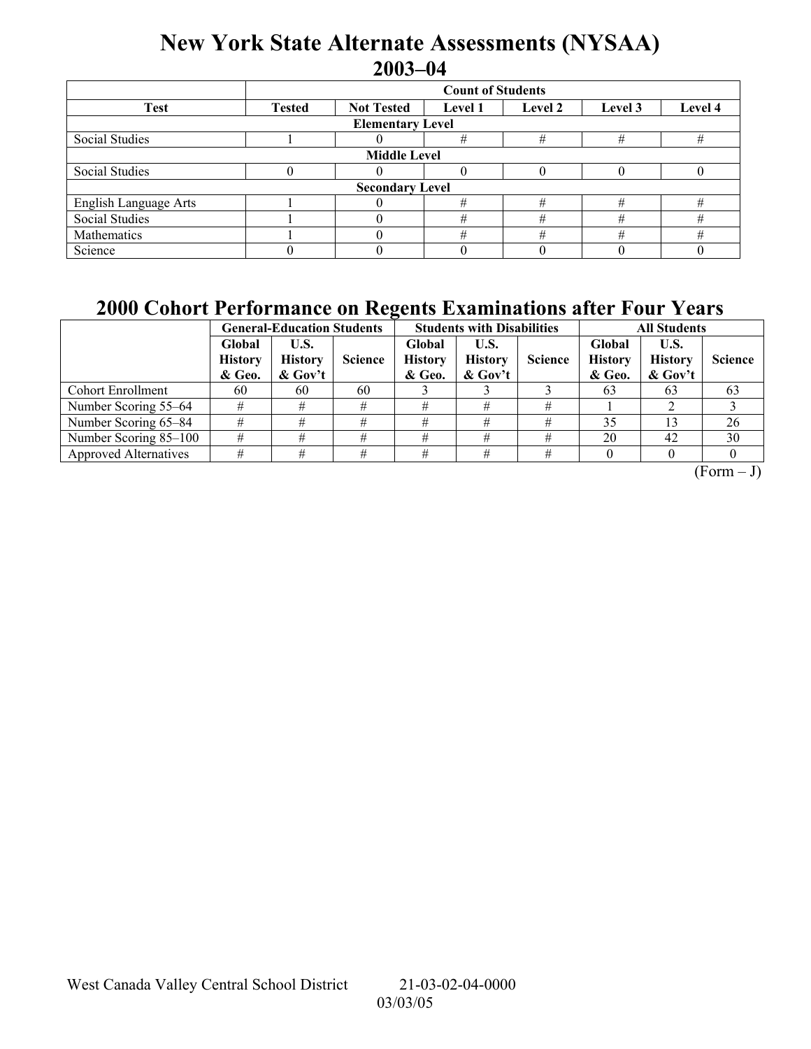# New York State Alternate Assessments (NYSAA)
## 2003–04

| Test | Count of Students | | | | | |
|---|---|---|---|---|---|---|
| | Tested | Not Tested | Level 1 | Level 2 | Level 3 | Level 4 |
| **Elementary Level** | | | | | | |
| Social Studies | 1 | 0 | # | # | # | # |
| **Middle Level** | | | | | | |
| Social Studies | 0 | 0 | 0 | 0 | 0 | 0 |
| **Secondary Level** | | | | | | |
| English Language Arts | 1 | 0 | # | # | # | # |
| Social Studies | 1 | 0 | # | # | # | # |
| Mathematics | 1 | 0 | # | # | # | # |
| Science | 0 | 0 | 0 | 0 | 0 | 0 |

## 2000 Cohort Performance on Regents Examinations after Four Years

| | General-Education Students | | | Students with Disabilities | | | All Students | | |
|---|---|---|---|---|---|---|---|---|---|
| | Global History & Geo. | U.S. History & Gov't | Science | Global History & Geo. | U.S. History & Gov't | Science | Global History & Geo. | U.S. History & Gov't | Science |
| Cohort Enrollment | 60 | 60 | 60 | 3 | 3 | 3 | 63 | 63 | 63 |
| Number Scoring 55–64 | # | # | # | # | # | # | 1 | 2 | 3 |
| Number Scoring 65–84 | # | # | # | # | # | # | 35 | 13 | 26 |
| Number Scoring 85–100 | # | # | # | # | # | # | 20 | 42 | 30 |
| Approved Alternatives | # | # | # | # | # | # | 0 | 0 | 0 |

(Form – J)

West Canada Valley Central School District 21-03-02-04-0000
03/03/05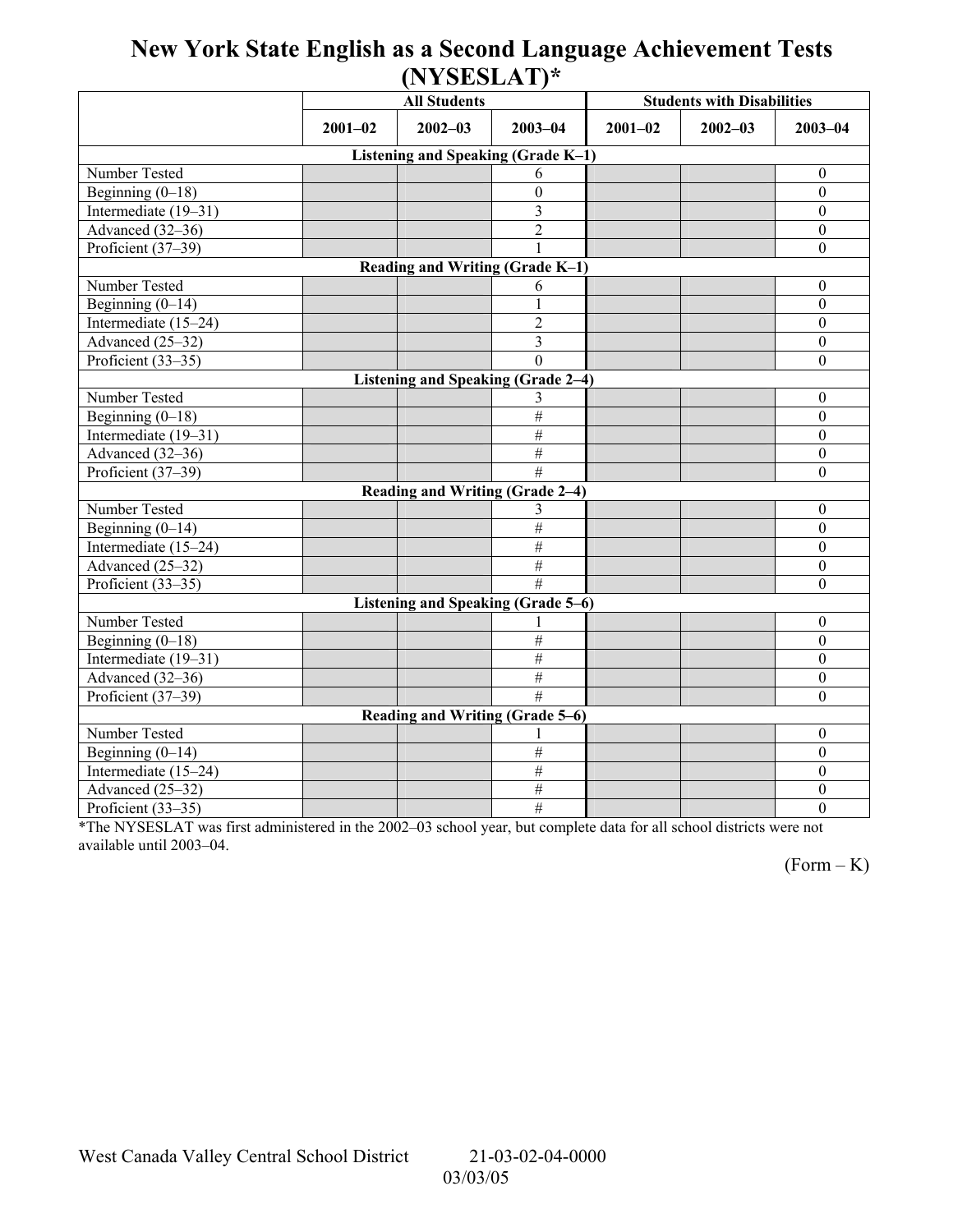# New York State English as a Second Language Achievement Tests (NYSESLAT)*

| | All Students | | | Students with Disabilities | | |
|---|---|---|---|---|---|---|
| | 2001–02 | 2002–03 | 2003–04 | 2001–02 | 2002–03 | 2003–04 |
| **Listening and Speaking (Grade K–1)** | | | | | | |
| Number Tested | | | 6 | | | 0 |
| Beginning (0–18) | | | 0 | | | 0 |
| Intermediate (19–31) | | | 3 | | | 0 |
| Advanced (32–36) | | | 2 | | | 0 |
| Proficient (37–39) | | | 1 | | | 0 |
| **Reading and Writing (Grade K–1)** | | | | | | |
| Number Tested | | | 6 | | | 0 |
| Beginning (0–14) | | | 1 | | | 0 |
| Intermediate (15–24) | | | 2 | | | 0 |
| Advanced (25–32) | | | 3 | | | 0 |
| Proficient (33–35) | | | 0 | | | 0 |
| **Listening and Speaking (Grade 2–4)** | | | | | | |
| Number Tested | | | 3 | | | 0 |
| Beginning (0–18) | | | # | | | 0 |
| Intermediate (19–31) | | | # | | | 0 |
| Advanced (32–36) | | | # | | | 0 |
| Proficient (37–39) | | | # | | | 0 |
| **Reading and Writing (Grade 2–4)** | | | | | | |
| Number Tested | | | 3 | | | 0 |
| Beginning (0–14) | | | # | | | 0 |
| Intermediate (15–24) | | | # | | | 0 |
| Advanced (25–32) | | | # | | | 0 |
| Proficient (33–35) | | | # | | | 0 |
| **Listening and Speaking (Grade 5–6)** | | | | | | |
| Number Tested | | | 1 | | | 0 |
| Beginning (0–18) | | | # | | | 0 |
| Intermediate (19–31) | | | # | | | 0 |
| Advanced (32–36) | | | # | | | 0 |
| Proficient (37–39) | | | # | | | 0 |
| **Reading and Writing (Grade 5–6)** | | | | | | |
| Number Tested | | | 1 | | | 0 |
| Beginning (0–14) | | | # | | | 0 |
| Intermediate (15–24) | | | # | | | 0 |
| Advanced (25–32) | | | # | | | 0 |
| Proficient (33–35) | | | # | | | 0 |

*The NYSESLAT was first administered in the 2002–03 school year, but complete data for all school districts were not available until 2003–04.

(Form – K)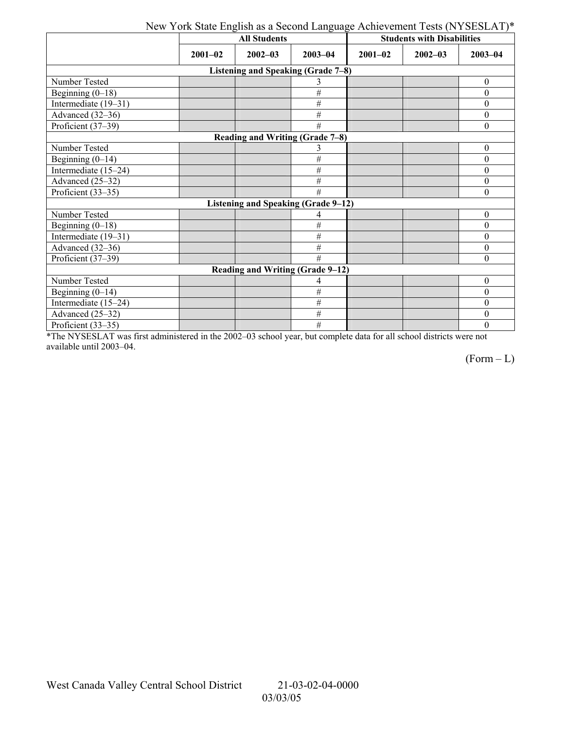New York State English as a Second Language Achievement Tests (NYSESLAT)*

| | All Students | | | Students with Disabilities | | |
|---|---|---|---|---|---|---|
| | 2001–02 | 2002–03 | 2003–04 | 2001–02 | 2002–03 | 2003–04 |
| **Listening and Speaking (Grade 7–8)** | | | | | | |
| Number Tested | | | 3 | | | 0 |
| Beginning (0–18) | | | # | | | 0 |
| Intermediate (19–31) | | | # | | | 0 |
| Advanced (32–36) | | | # | | | 0 |
| Proficient (37–39) | | | # | | | 0 |
| **Reading and Writing (Grade 7–8)** | | | | | | |
| Number Tested | | | 3 | | | 0 |
| Beginning (0–14) | | | # | | | 0 |
| Intermediate (15–24) | | | # | | | 0 |
| Advanced (25–32) | | | # | | | 0 |
| Proficient (33–35) | | | # | | | 0 |
| **Listening and Speaking (Grade 9–12)** | | | | | | |
| Number Tested | | | 4 | | | 0 |
| Beginning (0–18) | | | # | | | 0 |
| Intermediate (19–31) | | | # | | | 0 |
| Advanced (32–36) | | | # | | | 0 |
| Proficient (37–39) | | | # | | | 0 |
| **Reading and Writing (Grade 9–12)** | | | | | | |
| Number Tested | | | 4 | | | 0 |
| Beginning (0–14) | | | # | | | 0 |
| Intermediate (15–24) | | | # | | | 0 |
| Advanced (25–32) | | | # | | | 0 |
| Proficient (33–35) | | | # | | | 0 |

*The NYSESLAT was first administered in the 2002–03 school year, but complete data for all school districts were not available until 2003–04.

(Form – L)

West Canada Valley Central School District 21-03-02-04-0000
03/03/05